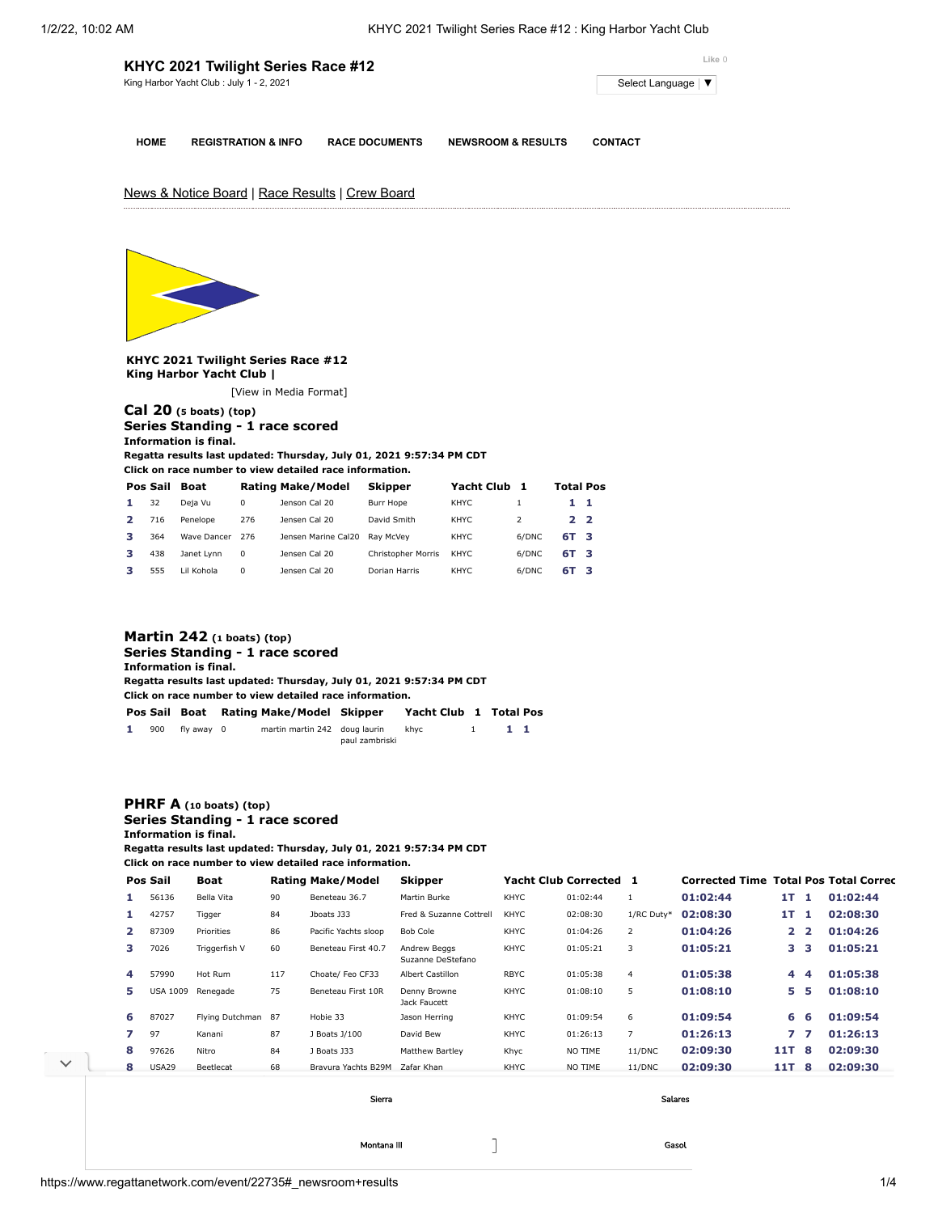# KHYC 2021 Twilight Series Race #12

King Harbor Yacht Club : July 1 - 2, 2021

Like 0

Select Language ▼

HOME | REGISTRATION & INFO | RACE DOCUMENTS | NEWSROOM & RESULTS | CONTACT

News & Notice Board | Race Results | Crew Board

**KHYC 2021 Twilight Series Race #12**
**King Harbor Yacht Club |**

[View in Media Format]

## Cal 20 (5 boats) (top)

### Series Standing - 1 race scored

**Information is final.**
**Regatta results last updated: Thursday, July 01, 2021 9:57:34 PM CDT**
**Click on race number to view detailed race information.**

| Pos | Sail | Boat | Rating | Make/Model | Skipper | Yacht Club | 1 | Total | Pos |
|---|---|---|---|---|---|---|---|---|---|
| 1 | 32 | Deja Vu | 0 | Jenson Cal 20 | Burr Hope | KHYC | 1 | 1 | 1 |
| 2 | 716 | Penelope | 276 | Jensen Cal 20 | David Smith | KHYC | 2 | 2 | 2 |
| 3 | 364 | Wave Dancer | 276 | Jensen Marine Cal20 | Ray McVey | KHYC | 6/DNC | 6T | 3 |
| 3 | 438 | Janet Lynn | 0 | Jensen Cal 20 | Christopher Morris | KHYC | 6/DNC | 6T | 3 |
| 3 | 555 | Lil Kohola | 0 | Jensen Cal 20 | Dorian Harris | KHYC | 6/DNC | 6T | 3 |

## Martin 242 (1 boats) (top)

### Series Standing - 1 race scored

**Information is final.**
**Regatta results last updated: Thursday, July 01, 2021 9:57:34 PM CDT**
**Click on race number to view detailed race information.**

| Pos | Sail | Boat | Rating | Make/Model | Skipper | Yacht Club | 1 | Total | Pos |
|---|---|---|---|---|---|---|---|---|---|
| 1 | 900 | fly away | 0 | martin martin 242 | doug laurin paul zambriski | khyc | 1 | 1 | 1 |

## PHRF A (10 boats) (top)

### Series Standing - 1 race scored

**Information is final.**
**Regatta results last updated: Thursday, July 01, 2021 9:57:34 PM CDT**
**Click on race number to view detailed race information.**

| Pos | Sail | Boat | Rating | Make/Model | Skipper | Yacht Club | Corrected | 1 | Corrected Time | Total | Pos | Total Correc |
|---|---|---|---|---|---|---|---|---|---|---|---|---|
| 1 | 56136 | Bella Vita | 90 | Beneteau 36.7 | Martin Burke | KHYC | 01:02:44 | 1 | 01:02:44 | 1T | 1 | 01:02:44 |
| 1 | 42757 | Tigger | 84 | Jboats J33 | Fred & Suzanne Cottrell | KHYC | 02:08:30 | 1/RC Duty* | 02:08:30 | 1T | 1 | 02:08:30 |
| 2 | 87309 | Priorities | 86 | Pacific Yachts sloop | Bob Cole | KHYC | 01:04:26 | 2 | 01:04:26 | 2 | 2 | 01:04:26 |
| 3 | 7026 | Triggerfish V | 60 | Beneteau First 40.7 | Andrew Beggs Suzanne DeStefano | KHYC | 01:05:21 | 3 | 01:05:21 | 3 | 3 | 01:05:21 |
| 4 | 57990 | Hot Rum | 117 | Choate/ Feo CF33 | Albert Castillon | RBYC | 01:05:38 | 4 | 01:05:38 | 4 | 4 | 01:05:38 |
| 5 | USA 1009 | Renegade | 75 | Beneteau First 10R | Denny Browne Jack Faucett | KHYC | 01:08:10 | 5 | 01:08:10 | 5 | 5 | 01:08:10 |
| 6 | 87027 | Flying Dutchman | 87 | Hobie 33 | Jason Herring | KHYC | 01:09:54 | 6 | 01:09:54 | 6 | 6 | 01:09:54 |
| 7 | 97 | Kanani | 87 | J Boats J/100 | David Bew | KHYC | 01:26:13 | 7 | 01:26:13 | 7 | 7 | 01:26:13 |
| 8 | 97626 | Nitro | 84 | J Boats J33 | Matthew Bartley | Khyc | NO TIME | 11/DNC | 02:09:30 | 11T | 8 | 02:09:30 |
| 8 | USA29 | Beetlecat | 68 | Bravura Yachts B29M | Zafar Khan | KHYC | NO TIME | 11/DNC | 02:09:30 | 11T | 8 | 02:09:30 |

Sierra | Salares

Montana III | Gasol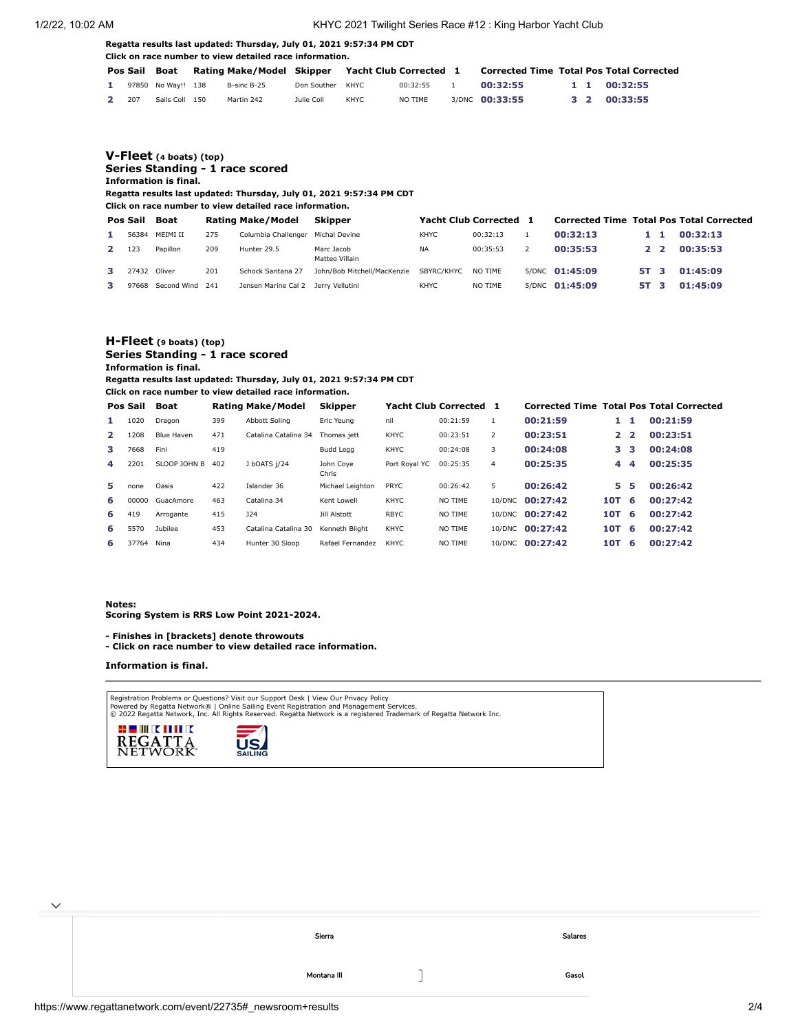**Regatta results last updated: Thursday, July 01, 2021 9:57:34 PM CDT**
**Click on race number to view detailed race information.**

| Pos | Sail | Boat | Rating | Make/Model | Skipper | Yacht Club | Corrected | 1 | Corrected Time | Total | Pos | Total Corrected |
|---|---|---|---|---|---|---|---|---|---|---|---|---|
| 1 | 97850 | No Way!! | 138 | B-sinc B-25 | Don Souther | KHYC | 00:32:55 | 1 | 00:32:55 | 1 | 1 | 00:32:55 |
| 2 | 207 | Sails Coll | 150 | Martin 242 | Julie Coll | KHYC | NO TIME | 3/DNC | 00:33:55 | 3 | 2 | 00:33:55 |

## V-Fleet (4 boats) (top)

### Series Standing - 1 race scored

**Information is final.**
**Regatta results last updated: Thursday, July 01, 2021 9:57:34 PM CDT**
**Click on race number to view detailed race information.**

| Pos | Sail | Boat | Rating | Make/Model | Skipper | Yacht Club | Corrected | 1 | Corrected Time | Total | Pos | Total Corrected |
|---|---|---|---|---|---|---|---|---|---|---|---|---|
| 1 | 56384 | MEIMI II | 275 | Columbia Challenger | Michal Devine | KHYC | 00:32:13 | 1 | 00:32:13 | 1 | 1 | 00:32:13 |
| 2 | 123 | Papillon | 209 | Hunter 29.5 | Marc Jacob Matteo Villain | NA | 00:35:53 | 2 | 00:35:53 | 2 | 2 | 00:35:53 |
| 3 | 27432 | Oliver | 201 | Schock Santana 27 | John/Bob Mitchell/MacKenzie | SBYRC/KHYC | NO TIME | 5/DNC | 01:45:09 | 5T | 3 | 01:45:09 |
| 3 | 97668 | Second Wind | 241 | Jensen Marine Cal 2 | Jerry Vellutini | KHYC | NO TIME | 5/DNC | 01:45:09 | 5T | 3 | 01:45:09 |

## H-Fleet (9 boats) (top)

### Series Standing - 1 race scored

**Information is final.**
**Regatta results last updated: Thursday, July 01, 2021 9:57:34 PM CDT**
**Click on race number to view detailed race information.**

| Pos | Sail | Boat | Rating | Make/Model | Skipper | Yacht Club | Corrected | 1 | Corrected Time | Total | Pos | Total Corrected |
|---|---|---|---|---|---|---|---|---|---|---|---|---|
| 1 | 1020 | Dragon | 399 | Abbott Soling | Eric Yeung | nil | 00:21:59 | 1 | 00:21:59 | 1 | 1 | 00:21:59 |
| 2 | 1208 | Blue Haven | 471 | Catalina Catalina 34 | Thomas jett | KHYC | 00:23:51 | 2 | 00:23:51 | 2 | 2 | 00:23:51 |
| 3 | 7668 | Fini | 419 | | Budd Legg | KHYC | 00:24:08 | 3 | 00:24:08 | 3 | 3 | 00:24:08 |
| 4 | 2201 | SLOOP JOHN B | 402 | J bOATS j/24 | John Coye Chris | Port Royal YC | 00:25:35 | 4 | 00:25:35 | 4 | 4 | 00:25:35 |
| 5 | none | Oasis | 422 | Islander 36 | Michael Leighton | PRYC | 00:26:42 | 5 | 00:26:42 | 5 | 5 | 00:26:42 |
| 6 | 00000 | GuacAmore | 463 | Catalina 34 | Kent Lowell | KHYC | NO TIME | 10/DNC | 00:27:42 | 10T | 6 | 00:27:42 |
| 6 | 419 | Arrogante | 415 | J24 | Jill Alstott | RBYC | NO TIME | 10/DNC | 00:27:42 | 10T | 6 | 00:27:42 |
| 6 | 5570 | Jubilee | 453 | Catalina Catalina 30 | Kenneth Blight | KHYC | NO TIME | 10/DNC | 00:27:42 | 10T | 6 | 00:27:42 |
| 6 | 37764 | Nina | 434 | Hunter 30 Sloop | Rafael Fernandez | KHYC | NO TIME | 10/DNC | 00:27:42 | 10T | 6 | 00:27:42 |

**Notes:**
**Scoring System is RRS Low Point 2021-2024.**

- **Finishes in [brackets] denote throwouts**
- **Click on race number to view detailed race information.**

**Information is final.**

Registration Problems or Questions? Visit our Support Desk | View Our Privacy Policy
Powered by Regatta Network® | Online Sailing Event Registration and Management Services.
© 2022 Regatta Network, Inc. All Rights Reserved. Regatta Network is a registered Trademark of Regatta Network Inc.

REGATTA NETWORK · US SAILING

| Sierra | Salares |
|---|---|
| Montana III | Gasol |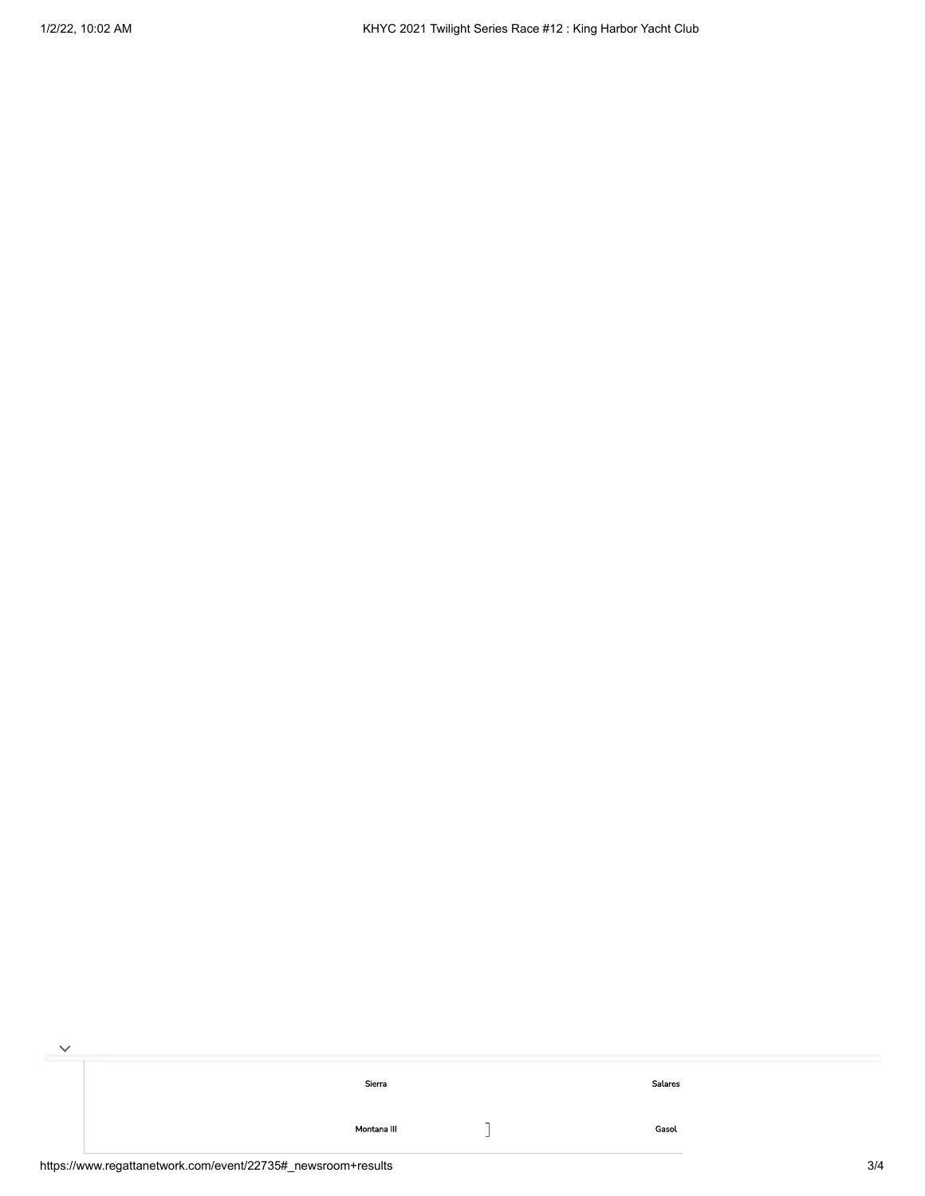| | |
|---|---|
| Sierra | Salares |
| Montana III | Gasol |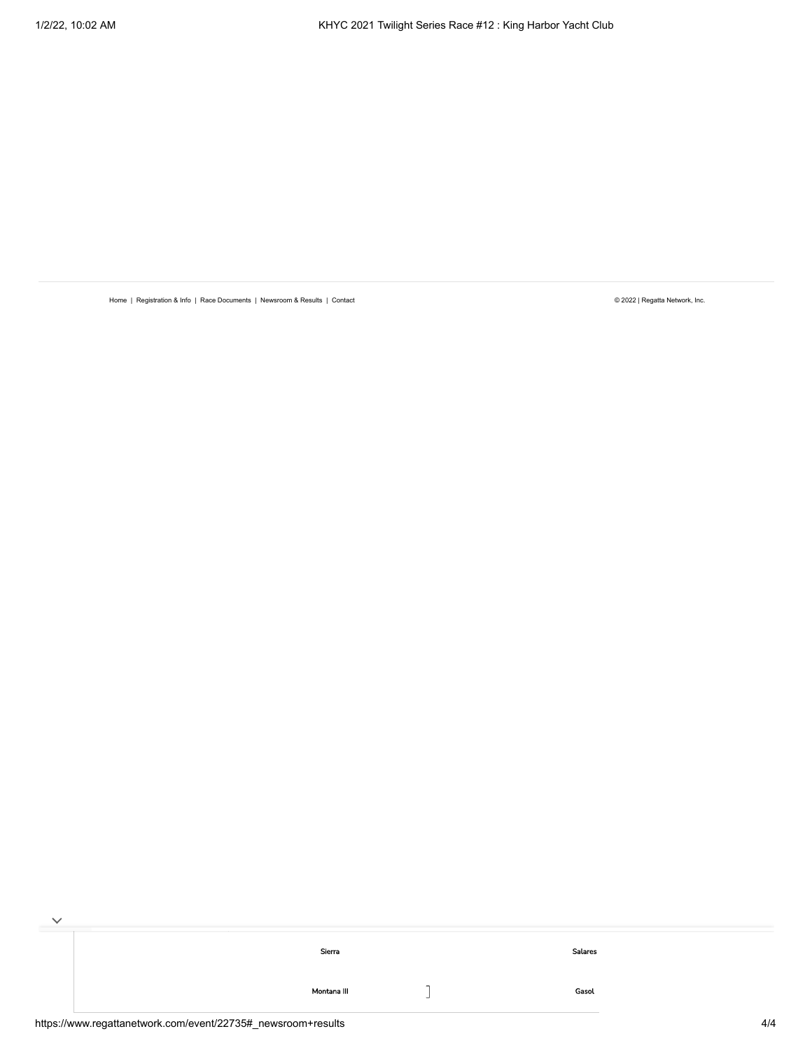Home | Registration & Info | Race Documents | Newsroom & Results | Contact

© 2022 | Regatta Network, Inc.

| | |
|---|---|
| Sierra | Salares |
| Montana III | Gasol |